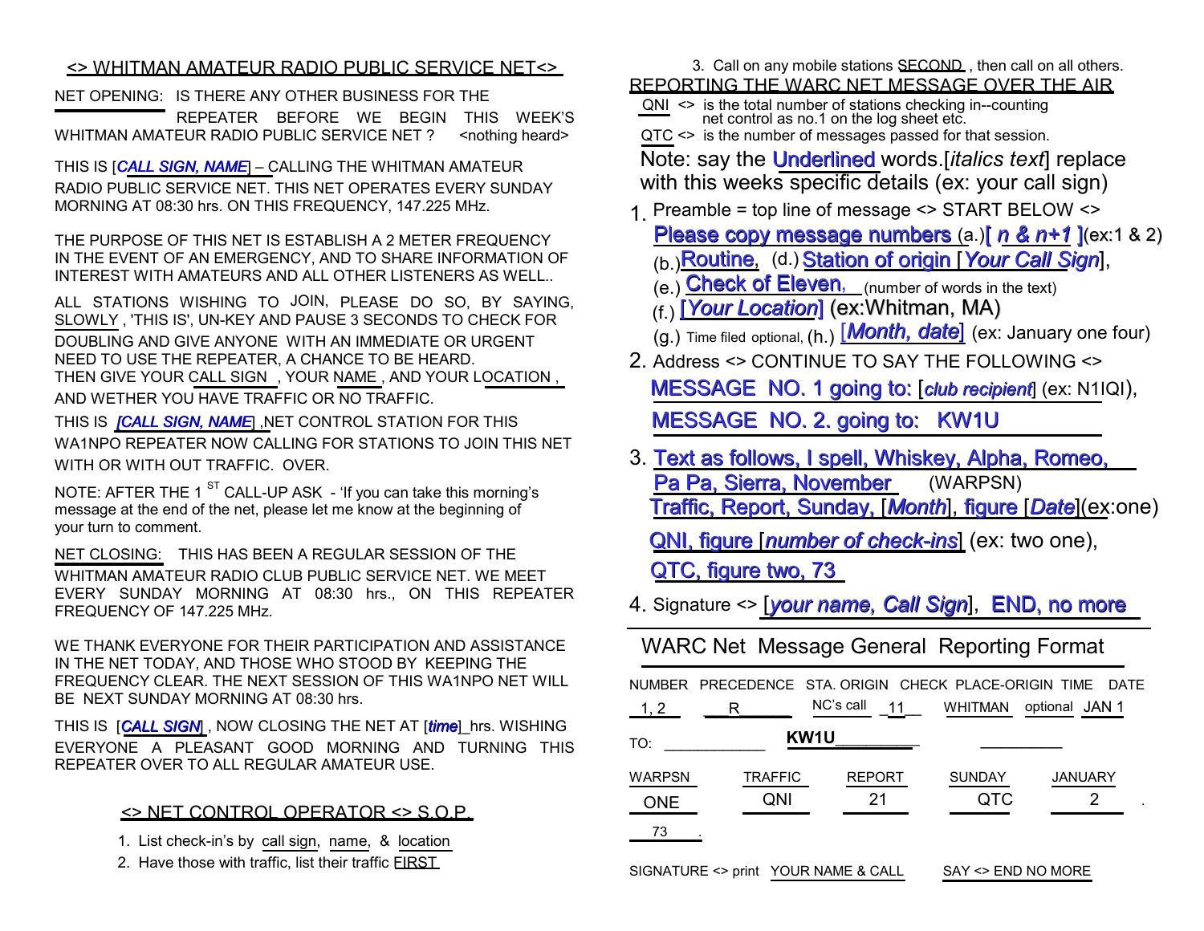## <> WHITMAN AMATEUR RADIO PUBLIC SERVICE NET<>

NET OPENING: IS THERE ANY OTHER BUSINESS FOR THE REPEATER BEFORE WE BEGIN THIS WEEK'S WHITMAN AMATEUR RADIO PUBLIC SERVICE NET ? <nothing heard>

THIS IS [*CALL SIGN, NAME*] – CALLING THE WHITMAN AMATEUR RADIO PUBLIC SERVICE NET. THIS NET OPERATES EVERY SUNDAY MORNING AT 08:30 hrs. ON THIS FREQUENCY, 147.225 MHz.

THE PURPOSE OF THIS NET IS ESTABLISH A 2 METER FREQUENCY IN THE EVENT OF AN EMERGENCY, AND TO SHARE INFORMATION OF INTEREST WITH AMATEURS AND ALL OTHER LISTENERS AS WELL..

ALL STATIONS WISHING TO JOIN, PLEASE DO SO, BY SAYING, SLOWLY , 'THIS IS', UN-KEY AND PAUSE 3 SECONDS TO CHECK FOR DOUBLING AND GIVE ANYONE WITH AN IMMEDIATE OR URGENT NEED TO USE THE REPEATER, A CHANCE TO BE HEARD.
THEN GIVE YOUR CALL SIGN , YOUR NAME , AND YOUR LOCATION , AND WETHER YOU HAVE TRAFFIC OR NO TRAFFIC.

THIS IS [*CALL SIGN, NAME*] ,NET CONTROL STATION FOR THIS WA1NPO REPEATER NOW CALLING FOR STATIONS TO JOIN THIS NET WITH OR WITH OUT TRAFFIC. OVER.

NOTE: AFTER THE 1 ST CALL-UP ASK - 'If you can take this morning's message at the end of the net, please let me know at the beginning of your turn to comment.

NET CLOSING: THIS HAS BEEN A REGULAR SESSION OF THE WHITMAN AMATEUR RADIO CLUB PUBLIC SERVICE NET. WE MEET EVERY SUNDAY MORNING AT 08:30 hrs., ON THIS REPEATER FREQUENCY OF 147.225 MHz.

WE THANK EVERYONE FOR THEIR PARTICIPATION AND ASSISTANCE IN THE NET TODAY, AND THOSE WHO STOOD BY KEEPING THE FREQUENCY CLEAR. THE NEXT SESSION OF THIS WA1NPO NET WILL BE NEXT SUNDAY MORNING AT 08:30 hrs.

THIS IS [*CALL SIGN*] , NOW CLOSING THE NET AT [*time*] hrs. WISHING EVERYONE A PLEASANT GOOD MORNING AND TURNING THIS REPEATER OVER TO ALL REGULAR AMATEUR USE.

### <> NET CONTROL OPERATOR <> S.O.P.

1. List check-in's by call sign, name, & location
2. Have those with traffic, list their traffic FIRST
3. Call on any mobile stations SECOND , then call on all others.

### REPORTING THE WARC NET MESSAGE OVER THE AIR

QNI <> is the total number of stations checking in--counting net control as no.1 on the log sheet etc.

QTC <> is the number of messages passed for that session.

Note: say the Underlined words.[*italics text*] replace with this weeks specific details (ex: your call sign)

1. Preamble = top line of message <> START BELOW <>
   Please copy message numbers (a.)[ *n & n+1* ](ex:1 & 2)
   (b.)Routine, (d.) Station of origin [*Your Call Sign*],
   (e.) Check of Eleven, (number of words in the text)
   (f.) [*Your Location*] (ex:Whitman, MA)
   (g.) Time filed optional, (h.) [*Month, date*] (ex: January one four)
2. Address <> CONTINUE TO SAY THE FOLLOWING <>
   MESSAGE NO. 1 going to: [*club recipient*] (ex: N1IQI),
   MESSAGE NO. 2. going to: KW1U
3. Text as follows, I spell, Whiskey, Alpha, Romeo, Pa Pa, Sierra, November (WARPSN)
   Traffic, Report, Sunday, [*Month*], figure [*Date*](ex:one)
   QNI, figure [*number of check-ins*] (ex: two one),
   QTC, figure two, 73
4. Signature <> [*your name, Call Sign*], END, no more

### WARC Net Message General Reporting Format

| NUMBER | PRECEDENCE | STA. ORIGIN | CHECK | PLACE-ORIGIN | TIME | DATE |
|---|---|---|---|---|---|---|
| 1, 2 | R | NC's call | 11 | WHITMAN | optional | JAN 1 |

TO: KW1U

| WARPSN | TRAFFIC | REPORT | SUNDAY | JANUARY |
|---|---|---|---|---|
| ONE | QNI | 21 | QTC | 2 |
| 73 | | | | |

SIGNATURE <> print YOUR NAME & CALL SAY <> END NO MORE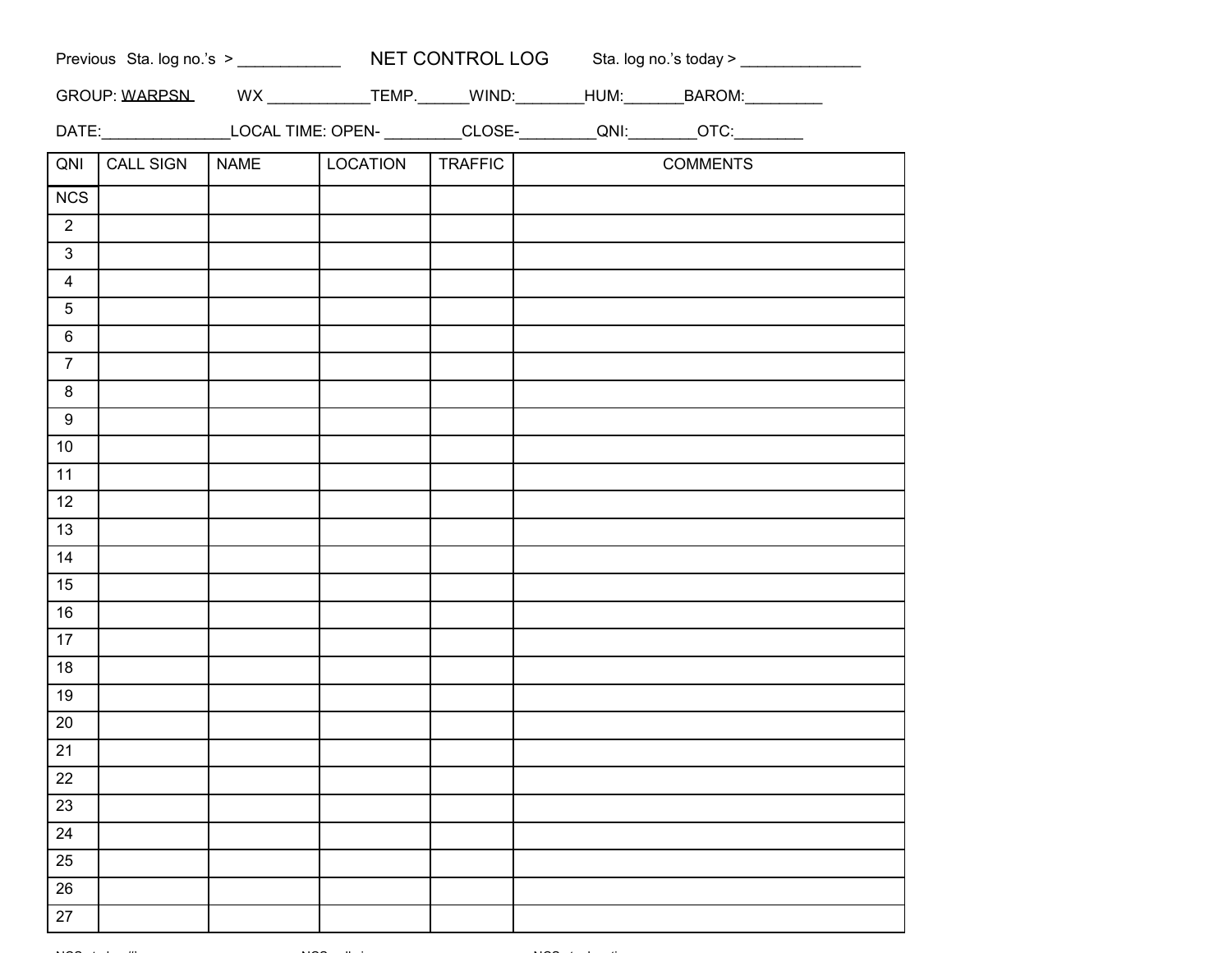Previous Sta. log no.'s > ___________ **NET CONTROL LOG** Sta. log no.'s today > _____________

GROUP: WARPSN WX ___________TEMP.______WIND:________HUM:_______BAROM:_________

DATE:______________LOCAL TIME: OPEN- ________CLOSE-________QNI:_______OTC:_______

| QNI | CALL SIGN | NAME | LOCATION | TRAFFIC | COMMENTS |
|---|---|---|---|---|---|
| NCS | | | | | |
| 2 | | | | | |
| 3 | | | | | |
| 4 | | | | | |
| 5 | | | | | |
| 6 | | | | | |
| 7 | | | | | |
| 8 | | | | | |
| 9 | | | | | |
| 10 | | | | | |
| 11 | | | | | |
| 12 | | | | | |
| 13 | | | | | |
| 14 | | | | | |
| 15 | | | | | |
| 16 | | | | | |
| 17 | | | | | |
| 18 | | | | | |
| 19 | | | | | |
| 20 | | | | | |
| 21 | | | | | |
| 22 | | | | | |
| 23 | | | | | |
| 24 | | | | | |
| 25 | | | | | |
| 26 | | | | | |
| 27 | | | | | |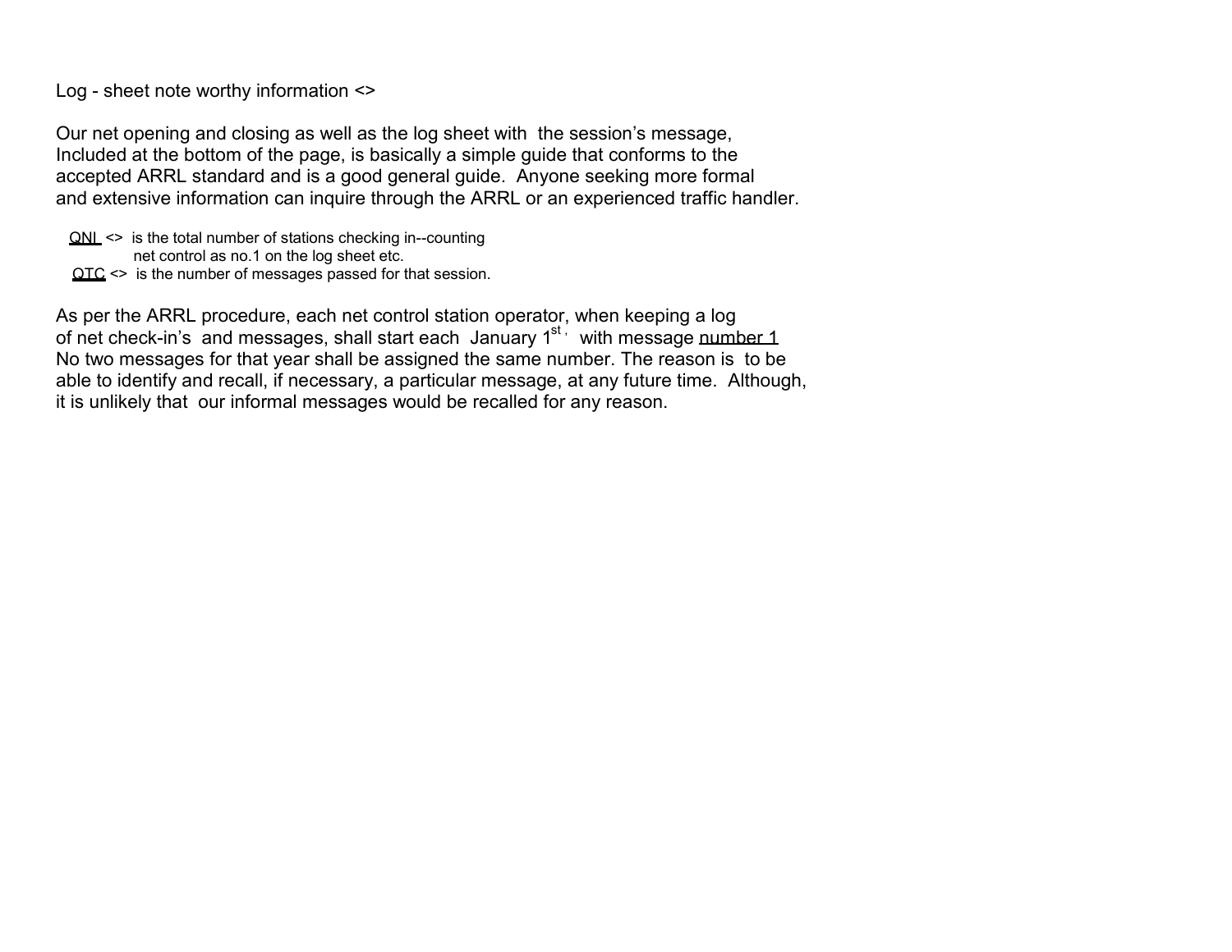Log - sheet note worthy information <>

Our net opening and closing as well as the log sheet with the session's message, Included at the bottom of the page, is basically a simple guide that conforms to the accepted ARRL standard and is a good general guide. Anyone seeking more formal and extensive information can inquire through the ARRL or an experienced traffic handler.

QNI <> is the total number of stations checking in--counting net control as no.1 on the log sheet etc.
QTC <> is the number of messages passed for that session.

As per the ARRL procedure, each net control station operator, when keeping a log of net check-in's and messages, shall start each January 1st, with message number 1 No two messages for that year shall be assigned the same number. The reason is to be able to identify and recall, if necessary, a particular message, at any future time. Although, it is unlikely that our informal messages would be recalled for any reason.